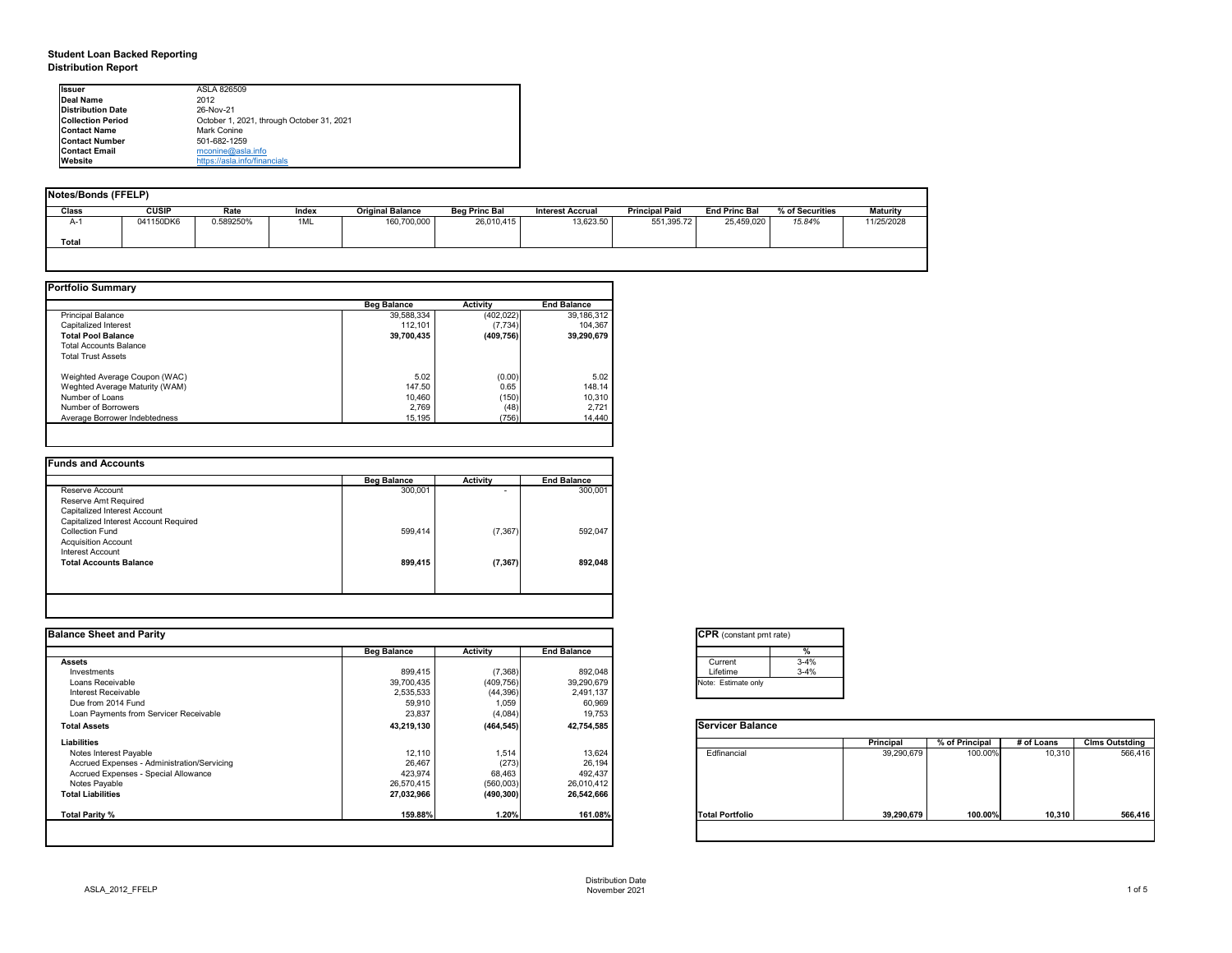# Student Loan Backed Reporting
## Distribution Report

| | |
|---|---|
| **Issuer** | ASLA 826509 |
| **Deal Name** | 2012 |
| **Distribution Date** | 26-Nov-21 |
| **Collection Period** | October 1, 2021, through October 31, 2021 |
| **Contact Name** | Mark Conine |
| **Contact Number** | 501-682-1259 |
| **Contact Email** | mconine@asla.info |
| **Website** | https://asla.info/financials |

### Notes/Bonds (FFELP)

| Class | CUSIP | Rate | Index | Original Balance | Beg Princ Bal | Interest Accrual | Principal Paid | End Princ Bal | % of Securities | Maturity |
|---|---|---|---|---|---|---|---|---|---|---|
| A-1 | 041150DK6 | 0.589250% | 1ML | 160,700,000 | 26,010,415 | 13,623.50 | 551,395.72 | 25,459,020 | *15.84%* | 11/25/2028 |
| **Total** | | | | | | | | | | |

### Portfolio Summary

| | Beg Balance | Activity | End Balance |
|---|---|---|---|
| Principal Balance | 39,588,334 | (402,022) | 39,186,312 |
| Capitalized Interest | 112,101 | (7,734) | 104,367 |
| **Total Pool Balance** | **39,700,435** | **(409,756)** | **39,290,679** |
| Total Accounts Balance | | | |
| Total Trust Assets | | | |
| Weighted Average Coupon (WAC) | 5.02 | (0.00) | 5.02 |
| Weghted Average Maturity (WAM) | 147.50 | 0.65 | 148.14 |
| Number of Loans | 10,460 | (150) | 10,310 |
| Number of Borrowers | 2,769 | (48) | 2,721 |
| Average Borrower Indebtedness | 15,195 | (756) | 14,440 |

### Funds and Accounts

| | Beg Balance | Activity | End Balance |
|---|---|---|---|
| Reserve Account | 300,001 | - | 300,001 |
| Reserve Amt Required | | | |
| Capitalized Interest Account | | | |
| Capitalized Interest Account Required | | | |
| Collection Fund | 599,414 | (7,367) | 592,047 |
| Acquisition Account | | | |
| Interest Account | | | |
| **Total Accounts Balance** | **899,415** | **(7,367)** | **892,048** |

### Balance Sheet and Parity

| | Beg Balance | Activity | End Balance |
|---|---|---|---|
| **Assets** | | | |
| Investments | 899,415 | (7,368) | 892,048 |
| Loans Receivable | 39,700,435 | (409,756) | 39,290,679 |
| Interest Receivable | 2,535,533 | (44,396) | 2,491,137 |
| Due from 2014 Fund | 59,910 | 1,059 | 60,969 |
| Loan Payments from Servicer Receivable | 23,837 | (4,084) | 19,753 |
| **Total Assets** | **43,219,130** | **(464,545)** | **42,754,585** |
| **Liabilities** | | | |
| Notes Interest Payable | 12,110 | 1,514 | 13,624 |
| Accrued Expenses - Administration/Servicing | 26,467 | (273) | 26,194 |
| Accrued Expenses - Special Allowance | 423,974 | 68,463 | 492,437 |
| Notes Payable | 26,570,415 | (560,003) | 26,010,412 |
| **Total Liabilities** | **27,032,966** | **(490,300)** | **26,542,666** |
| **Total Parity %** | **159.88%** | **1.20%** | **161.08%** |

### CPR (constant pmt rate)

| | % |
|---|---|
| Current | 3-4% |
| Lifetime | 3-4% |

Note: Estimate only

### Servicer Balance

| | Principal | % of Principal | # of Loans | Clms Outstding |
|---|---|---|---|---|
| Edfinancial | 39,290,679 | 100.00% | 10,310 | 566,416 |
| **Total Portfolio** | **39,290,679** | **100.00%** | **10,310** | **566,416** |

ASLA_2012_FFELP

Distribution Date November 2021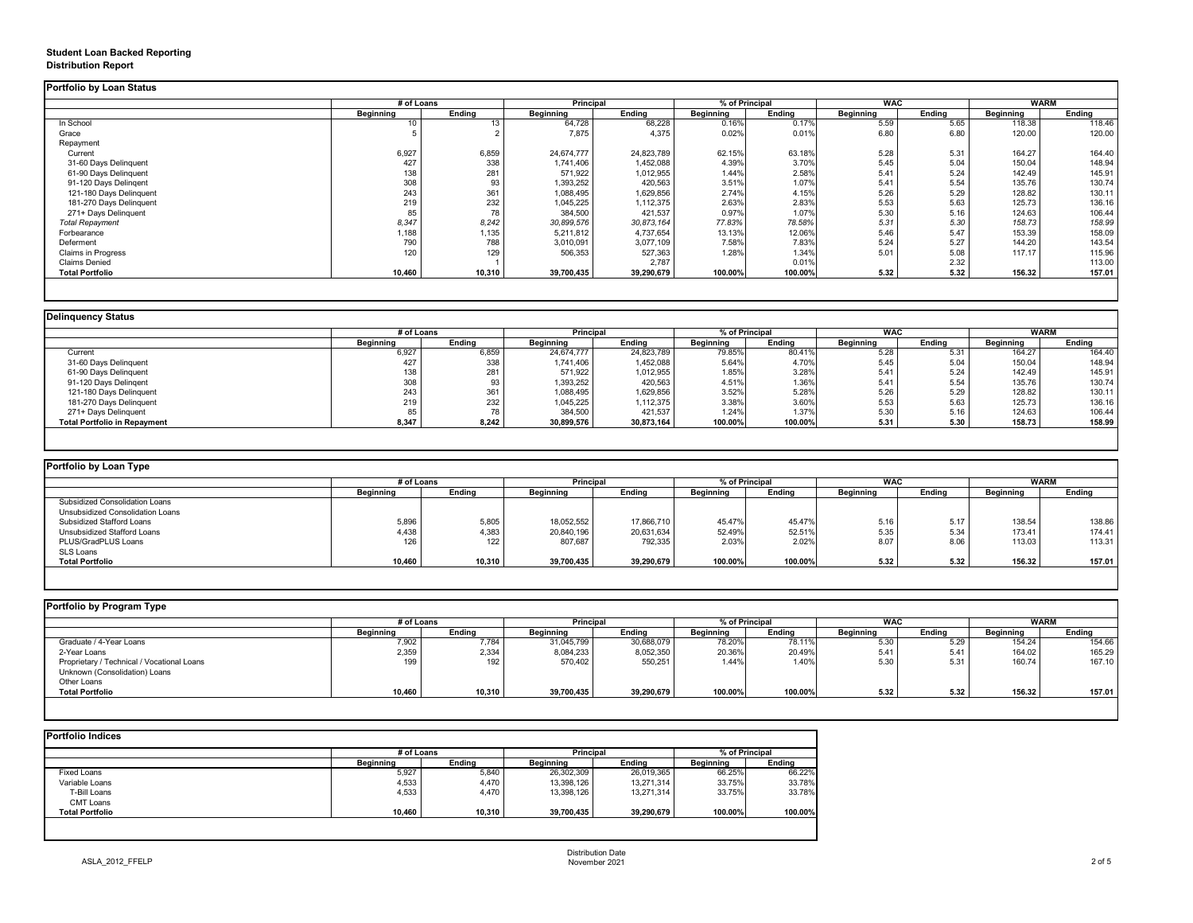**Student Loan Backed Reporting**
**Distribution Report**

**Portfolio by Loan Status**

| | # of Loans | | Principal | | % of Principal | | WAC | | WARM | |
|---|---|---|---|---|---|---|---|---|---|---|
| | Beginning | Ending | Beginning | Ending | Beginning | Ending | Beginning | Ending | Beginning | Ending |
| In School | 10 | 13 | 64,728 | 68,228 | 0.16% | 0.17% | 5.59 | 5.65 | 118.38 | 118.46 |
| Grace | 5 | 2 | 7,875 | 4,375 | 0.02% | 0.01% | 6.80 | 6.80 | 120.00 | 120.00 |
| Repayment | | | | | | | | | | |
| Current | 6,927 | 6,859 | 24,674,777 | 24,823,789 | 62.15% | 63.18% | 5.28 | 5.31 | 164.27 | 164.40 |
| 31-60 Days Delinquent | 427 | 338 | 1,741,406 | 1,452,088 | 4.39% | 3.70% | 5.45 | 5.04 | 150.04 | 148.94 |
| 61-90 Days Delinquent | 138 | 281 | 571,922 | 1,012,955 | 1.44% | 2.58% | 5.41 | 5.24 | 142.49 | 145.91 |
| 91-120 Days Delingent | 308 | 93 | 1,393,252 | 420,563 | 3.51% | 1.07% | 5.41 | 5.54 | 135.76 | 130.74 |
| 121-180 Days Delinquent | 243 | 361 | 1,088,495 | 1,629,856 | 2.74% | 4.15% | 5.26 | 5.29 | 128.82 | 130.11 |
| 181-270 Days Delinquent | 219 | 232 | 1,045,225 | 1,112,375 | 2.63% | 2.83% | 5.53 | 5.63 | 125.73 | 136.16 |
| 271+ Days Delinquent | 85 | 78 | 384,500 | 421,537 | 0.97% | 1.07% | 5.30 | 5.16 | 124.63 | 106.44 |
| *Total Repayment* | *8,347* | *8,242* | *30,899,576* | *30,873,164* | *77.83%* | *78.58%* | *5.31* | *5.30* | *158.73* | *158.99* |
| Forbearance | 1,188 | 1,135 | 5,211,812 | 4,737,654 | 13.13% | 12.06% | 5.46 | 5.47 | 153.39 | 158.09 |
| Deferment | 790 | 788 | 3,010,091 | 3,077,109 | 7.58% | 7.83% | 5.24 | 5.27 | 144.20 | 143.54 |
| Claims in Progress | 120 | 129 | 506,353 | 527,363 | 1.28% | 1.34% | 5.01 | 5.08 | 117.17 | 115.96 |
| Claims Denied | | 1 | | 2,787 | | 0.01% | | 2.32 | | 113.00 |
| **Total Portfolio** | **10,460** | **10,310** | **39,700,435** | **39,290,679** | **100.00%** | **100.00%** | **5.32** | **5.32** | **156.32** | **157.01** |

**Delinquency Status**

| | # of Loans | | Principal | | % of Principal | | WAC | | WARM | |
|---|---|---|---|---|---|---|---|---|---|---|
| | Beginning | Ending | Beginning | Ending | Beginning | Ending | Beginning | Ending | Beginning | Ending |
| Current | 6,927 | 6,859 | 24,674,777 | 24,823,789 | 79.85% | 80.41% | 5.28 | 5.31 | 164.27 | 164.40 |
| 31-60 Days Delinquent | 427 | 338 | 1,741,406 | 1,452,088 | 5.64% | 4.70% | 5.45 | 5.04 | 150.04 | 148.94 |
| 61-90 Days Delinquent | 138 | 281 | 571,922 | 1,012,955 | 1.85% | 3.28% | 5.41 | 5.24 | 142.49 | 145.91 |
| 91-120 Days Delingent | 308 | 93 | 1,393,252 | 420,563 | 4.51% | 1.36% | 5.41 | 5.54 | 135.76 | 130.74 |
| 121-180 Days Delinquent | 243 | 361 | 1,088,495 | 1,629,856 | 3.52% | 5.28% | 5.26 | 5.29 | 128.82 | 130.11 |
| 181-270 Days Delinquent | 219 | 232 | 1,045,225 | 1,112,375 | 3.38% | 3.60% | 5.53 | 5.63 | 125.73 | 136.16 |
| 271+ Days Delinquent | 85 | 78 | 384,500 | 421,537 | 1.24% | 1.37% | 5.30 | 5.16 | 124.63 | 106.44 |
| **Total Portfolio in Repayment** | **8,347** | **8,242** | **30,899,576** | **30,873,164** | **100.00%** | **100.00%** | **5.31** | **5.30** | **158.73** | **158.99** |

**Portfolio by Loan Type**

| | # of Loans | | Principal | | % of Principal | | WAC | | WARM | |
|---|---|---|---|---|---|---|---|---|---|---|
| | Beginning | Ending | Beginning | Ending | Beginning | Ending | Beginning | Ending | Beginning | Ending |
| Subsidized Consolidation Loans | | | | | | | | | | |
| Unsubsidized Consolidation Loans | | | | | | | | | | |
| Subsidized Stafford Loans | 5,896 | 5,805 | 18,052,552 | 17,866,710 | 45.47% | 45.47% | 5.16 | 5.17 | 138.54 | 138.86 |
| Unsubsidized Stafford Loans | 4,438 | 4,383 | 20,840,196 | 20,631,634 | 52.49% | 52.51% | 5.35 | 5.34 | 173.41 | 174.41 |
| PLUS/GradPLUS Loans | 126 | 122 | 807,687 | 792,335 | 2.03% | 2.02% | 8.07 | 8.06 | 113.03 | 113.31 |
| SLS Loans | | | | | | | | | | |
| **Total Portfolio** | **10,460** | **10,310** | **39,700,435** | **39,290,679** | **100.00%** | **100.00%** | **5.32** | **5.32** | **156.32** | **157.01** |

**Portfolio by Program Type**

| | # of Loans | | Principal | | % of Principal | | WAC | | WARM | |
|---|---|---|---|---|---|---|---|---|---|---|
| | Beginning | Ending | Beginning | Ending | Beginning | Ending | Beginning | Ending | Beginning | Ending |
| Graduate / 4-Year Loans | 7,902 | 7,784 | 31,045,799 | 30,688,079 | 78.20% | 78.11% | 5.30 | 5.29 | 154.24 | 154.66 |
| 2-Year Loans | 2,359 | 2,334 | 8,084,233 | 8,052,350 | 20.36% | 20.49% | 5.41 | 5.41 | 164.02 | 165.29 |
| Proprietary / Technical / Vocational Loans | 199 | 192 | 570,402 | 550,251 | 1.44% | 1.40% | 5.30 | 5.31 | 160.74 | 167.10 |
| Unknown (Consolidation) Loans | | | | | | | | | | |
| Other Loans | | | | | | | | | | |
| **Total Portfolio** | **10,460** | **10,310** | **39,700,435** | **39,290,679** | **100.00%** | **100.00%** | **5.32** | **5.32** | **156.32** | **157.01** |

**Portfolio Indices**

| | # of Loans | | Principal | | % of Principal | |
|---|---|---|---|---|---|---|
| | Beginning | Ending | Beginning | Ending | Beginning | Ending |
| Fixed Loans | 5,927 | 5,840 | 26,302,309 | 26,019,365 | 66.25% | 66.22% |
| Variable Loans | 4,533 | 4,470 | 13,398,126 | 13,271,314 | 33.75% | 33.78% |
| T-Bill Loans | 4,533 | 4,470 | 13,398,126 | 13,271,314 | 33.75% | 33.78% |
| CMT Loans | | | | | | |
| **Total Portfolio** | **10,460** | **10,310** | **39,700,435** | **39,290,679** | **100.00%** | **100.00%** |

ASLA_2012_FFELP

Distribution Date
November 2021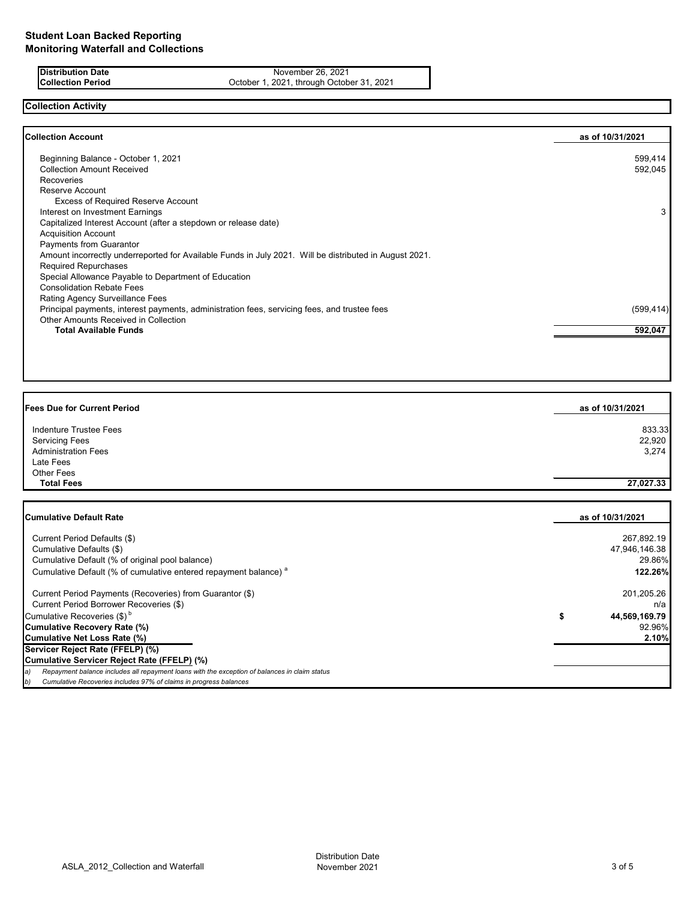# Student Loan Backed Reporting
## Monitoring Waterfall and Collections

| | |
|---|---|
| **Distribution Date** | November 26, 2021 |
| **Collection Period** | October 1, 2021, through October 31, 2021 |

## Collection Activity

| **Collection Account** | **as of 10/31/2021** |
|---|---|
| Beginning Balance - October 1, 2021 | 599,414 |
| Collection Amount Received | 592,045 |
| Recoveries | |
| Reserve Account | |
| Excess of Required Reserve Account | |
| Interest on Investment Earnings | 3 |
| Capitalized Interest Account (after a stepdown or release date) | |
| Acquisition Account | |
| Payments from Guarantor | |
| Amount incorrectly underreported for Available Funds in July 2021. Will be distributed in August 2021. | |
| Required Repurchases | |
| Special Allowance Payable to Department of Education | |
| Consolidation Rebate Fees | |
| Rating Agency Surveillance Fees | |
| Principal payments, interest payments, administration fees, servicing fees, and trustee fees | (599,414) |
| Other Amounts Received in Collection | |
| **Total Available Funds** | **592,047** |

| **Fees Due for Current Period** | **as of 10/31/2021** |
|---|---|
| Indenture Trustee Fees | 833.33 |
| Servicing Fees | 22,920 |
| Administration Fees | 3,274 |
| Late Fees | |
| Other Fees | |
| **Total Fees** | **27,027.33** |

| **Cumulative Default Rate** | **as of 10/31/2021** |
|---|---|
| Current Period Defaults ($) | 267,892.19 |
| Cumulative Defaults ($) | 47,946,146.38 |
| Cumulative Default (% of original pool balance) | 29.86% |
| Cumulative Default (% of cumulative entered repayment balance) [a] | **122.26%** |
| Current Period Payments (Recoveries) from Guarantor ($) | 201,205.26 |
| Current Period Borrower Recoveries ($) | n/a |
| Cumulative Recoveries ($) [b] | **$ 44,569,169.79** |
| **Cumulative Recovery Rate (%)** | 92.96% |
| **Cumulative Net Loss Rate (%)** | **2.10%** |
| **Servicer Reject Rate (FFELP) (%)** | |
| **Cumulative Servicer Reject Rate (FFELP) (%)** | |

*a) Repayment balance includes all repayment loans with the exception of balances in claim status*

*b) Cumulative Recoveries includes 97% of claims in progress balances*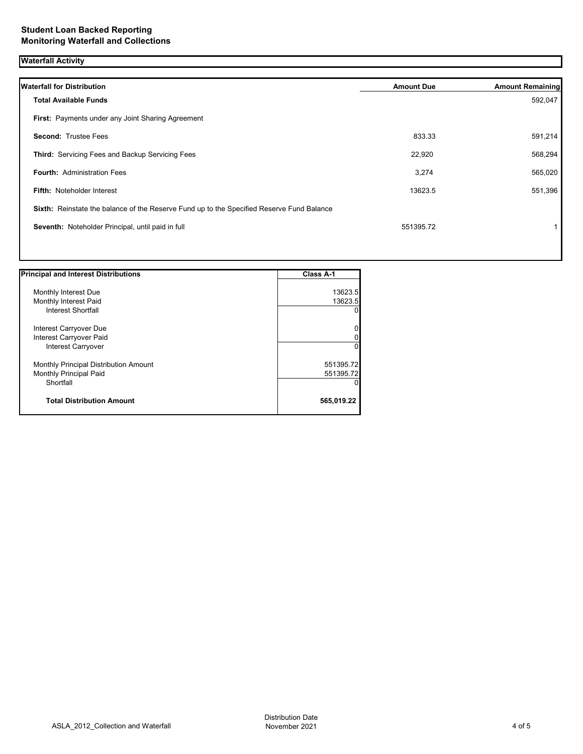# Student Loan Backed Reporting
## Monitoring Waterfall and Collections

### Waterfall Activity

| Waterfall for Distribution | Amount Due | Amount Remaining |
| --- | --- | --- |
| **Total Available Funds** | | 592,047 |
| **First:** Payments under any Joint Sharing Agreement | | |
| **Second:** Trustee Fees | 833.33 | 591,214 |
| **Third:** Servicing Fees and Backup Servicing Fees | 22,920 | 568,294 |
| **Fourth:** Administration Fees | 3,274 | 565,020 |
| **Fifth:** Noteholder Interest | 13623.5 | 551,396 |
| **Sixth:** Reinstate the balance of the Reserve Fund up to the Specified Reserve Fund Balance | | |
| **Seventh:** Noteholder Principal, until paid in full | 551395.72 | 1 |

| Principal and Interest Distributions | Class A-1 |
| --- | --- |
| Monthly Interest Due | 13623.5 |
| Monthly Interest Paid | 13623.5 |
| Interest Shortfall | 0 |
| Interest Carryover Due | 0 |
| Interest Carryover Paid | 0 |
| Interest Carryover | 0 |
| Monthly Principal Distribution Amount | 551395.72 |
| Monthly Principal Paid | 551395.72 |
| Shortfall | 0 |
| **Total Distribution Amount** | **565,019.22** |

ASLA_2012_Collection and Waterfall

Distribution Date
November 2021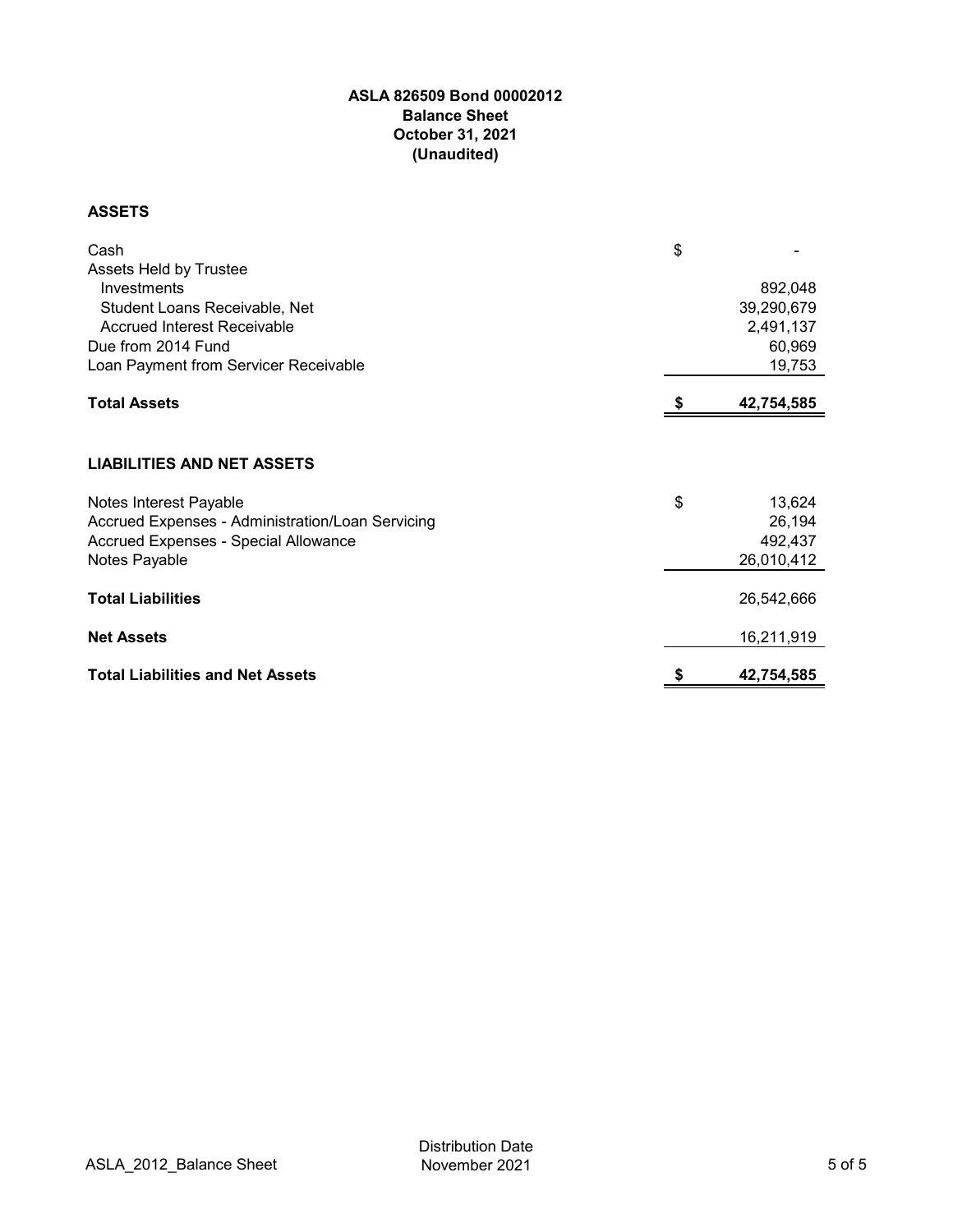**ASLA 826509 Bond 00002012**
**Balance Sheet**
**October 31, 2021**
**(Unaudited)**

**ASSETS**

| | | |
|---|---|---|
| Cash | $ | - |
| Assets Held by Trustee | | |
| Investments | | 892,048 |
| Student Loans Receivable, Net | | 39,290,679 |
| Accrued Interest Receivable | | 2,491,137 |
| Due from 2014 Fund | | 60,969 |
| Loan Payment from Servicer Receivable | | 19,753 |
| **Total Assets** | **$** | **42,754,585** |

**LIABILITIES AND NET ASSETS**

| | | |
|---|---|---|
| Notes Interest Payable | $ | 13,624 |
| Accrued Expenses - Administration/Loan Servicing | | 26,194 |
| Accrued Expenses - Special Allowance | | 492,437 |
| Notes Payable | | 26,010,412 |
| **Total Liabilities** | | 26,542,666 |
| **Net Assets** | | 16,211,919 |
| **Total Liabilities and Net Assets** | **$** | **42,754,585** |

ASLA_2012_Balance Sheet

Distribution Date
November 2021